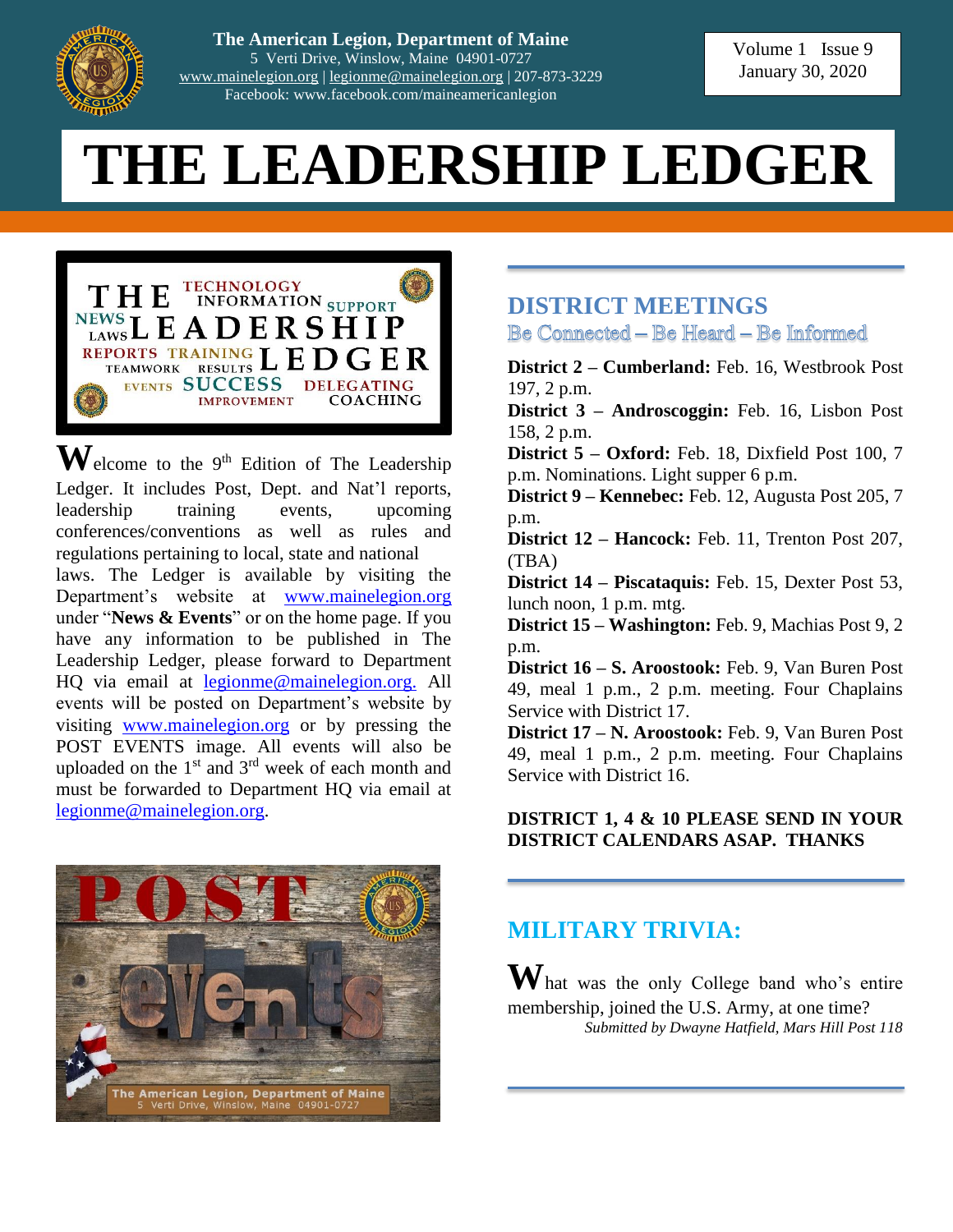**The American Legion, Department of Maine**
5 Verti Drive, Winslow, Maine 04901-0727
www.mainelegion.org | legionme@mainelegion.org | 207-873-3229
Facebook: www.facebook.com/maineamericanlegion

Volume 1 Issue 9
January 30, 2020

# THE LEADERSHIP LEDGER

Welcome to the 9th Edition of The Leadership Ledger. It includes Post, Dept. and Nat'l reports, leadership training events, upcoming conferences/conventions as well as rules and regulations pertaining to local, state and national laws. The Ledger is available by visiting the Department's website at www.mainelegion.org under "**News & Events**" or on the home page. If you have any information to be published in The Leadership Ledger, please forward to Department HQ via email at legionme@mainelegion.org. All events will be posted on Department's website by visiting www.mainelegion.org or by pressing the POST EVENTS image. All events will also be uploaded on the 1st and 3rd week of each month and must be forwarded to Department HQ via email at legionme@mainelegion.org.

## DISTRICT MEETINGS

Be Connected – Be Heard – Be Informed

**District 2 – Cumberland:** Feb. 16, Westbrook Post 197, 2 p.m.

**District 3 – Androscoggin:** Feb. 16, Lisbon Post 158, 2 p.m.

**District 5 – Oxford:** Feb. 18, Dixfield Post 100, 7 p.m. Nominations. Light supper 6 p.m.

**District 9 – Kennebec:** Feb. 12, Augusta Post 205, 7 p.m.

**District 12 – Hancock:** Feb. 11, Trenton Post 207, (TBA)

**District 14 – Piscataquis:** Feb. 15, Dexter Post 53, lunch noon, 1 p.m. mtg.

**District 15 – Washington:** Feb. 9, Machias Post 9, 2 p.m.

**District 16 – S. Aroostook:** Feb. 9, Van Buren Post 49, meal 1 p.m., 2 p.m. meeting. Four Chaplains Service with District 17.

**District 17 – N. Aroostook:** Feb. 9, Van Buren Post 49, meal 1 p.m., 2 p.m. meeting. Four Chaplains Service with District 16.

**DISTRICT 1, 4 & 10 PLEASE SEND IN YOUR DISTRICT CALENDARS ASAP. THANKS**

## MILITARY TRIVIA:

What was the only College band who's entire membership, joined the U.S. Army, at one time?

*Submitted by Dwayne Hatfield, Mars Hill Post 118*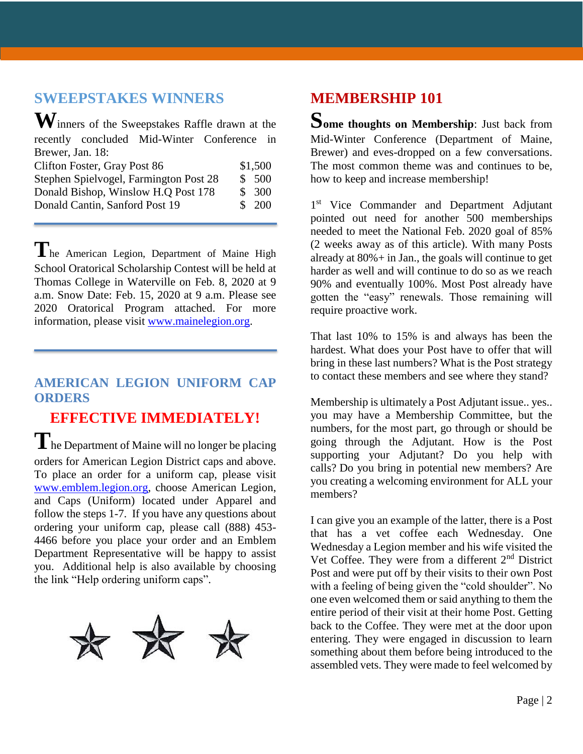## SWEEPSTAKES WINNERS

Winners of the Sweepstakes Raffle drawn at the recently concluded Mid-Winter Conference in Brewer, Jan. 18:

| | |
|---|---|
| Clifton Foster, Gray Post 86 | $1,500 |
| Stephen Spielvogel, Farmington Post 28 | $ 500 |
| Donald Bishop, Winslow H.Q Post 178 | $ 300 |
| Donald Cantin, Sanford Post 19 | $ 200 |

---

The American Legion, Department of Maine High School Oratorical Scholarship Contest will be held at Thomas College in Waterville on Feb. 8, 2020 at 9 a.m. Snow Date: Feb. 15, 2020 at 9 a.m. Please see 2020 Oratorical Program attached. For more information, please visit www.mainelegion.org.

---

## AMERICAN LEGION UNIFORM CAP ORDERS

### EFFECTIVE IMMEDIATELY!

The Department of Maine will no longer be placing orders for American Legion District caps and above. To place an order for a uniform cap, please visit www.emblem.legion.org, choose American Legion, and Caps (Uniform) located under Apparel and follow the steps 1-7. If you have any questions about ordering your uniform cap, please call (888) 453-4466 before you place your order and an Emblem Department Representative will be happy to assist you. Additional help is also available by choosing the link "Help ordering uniform caps".

## MEMBERSHIP 101

**Some thoughts on Membership**: Just back from Mid-Winter Conference (Department of Maine, Brewer) and eves-dropped on a few conversations. The most common theme was and continues to be, how to keep and increase membership!

1st Vice Commander and Department Adjutant pointed out need for another 500 memberships needed to meet the National Feb. 2020 goal of 85% (2 weeks away as of this article). With many Posts already at 80%+ in Jan., the goals will continue to get harder as well and will continue to do so as we reach 90% and eventually 100%. Most Post already have gotten the "easy" renewals. Those remaining will require proactive work.

That last 10% to 15% is and always has been the hardest. What does your Post have to offer that will bring in these last numbers? What is the Post strategy to contact these members and see where they stand?

Membership is ultimately a Post Adjutant issue.. yes.. you may have a Membership Committee, but the numbers, for the most part, go through or should be going through the Adjutant. How is the Post supporting your Adjutant? Do you help with calls? Do you bring in potential new members? Are you creating a welcoming environment for ALL your members?

I can give you an example of the latter, there is a Post that has a vet coffee each Wednesday. One Wednesday a Legion member and his wife visited the Vet Coffee. They were from a different 2nd District Post and were put off by their visits to their own Post with a feeling of being given the "cold shoulder". No one even welcomed them or said anything to them the entire period of their visit at their home Post. Getting back to the Coffee. They were met at the door upon entering. They were engaged in discussion to learn something about them before being introduced to the assembled vets. They were made to feel welcomed by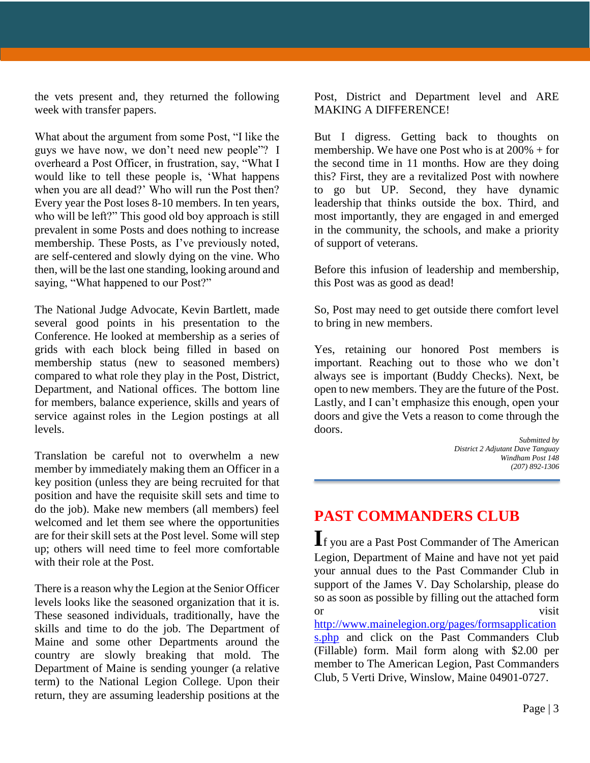the vets present and, they returned the following week with transfer papers.

What about the argument from some Post, "I like the guys we have now, we don't need new people"? I overheard a Post Officer, in frustration, say, "What I would like to tell these people is, 'What happens when you are all dead?' Who will run the Post then? Every year the Post loses 8-10 members. In ten years, who will be left?" This good old boy approach is still prevalent in some Posts and does nothing to increase membership. These Posts, as I've previously noted, are self-centered and slowly dying on the vine. Who then, will be the last one standing, looking around and saying, "What happened to our Post?"

The National Judge Advocate, Kevin Bartlett, made several good points in his presentation to the Conference. He looked at membership as a series of grids with each block being filled in based on membership status (new to seasoned members) compared to what role they play in the Post, District, Department, and National offices. The bottom line for members, balance experience, skills and years of service against roles in the Legion postings at all levels.

Translation be careful not to overwhelm a new member by immediately making them an Officer in a key position (unless they are being recruited for that position and have the requisite skill sets and time to do the job). Make new members (all members) feel welcomed and let them see where the opportunities are for their skill sets at the Post level. Some will step up; others will need time to feel more comfortable with their role at the Post.

There is a reason why the Legion at the Senior Officer levels looks like the seasoned organization that it is. These seasoned individuals, traditionally, have the skills and time to do the job. The Department of Maine and some other Departments around the country are slowly breaking that mold. The Department of Maine is sending younger (a relative term) to the National Legion College. Upon their return, they are assuming leadership positions at the Post, District and Department level and ARE MAKING A DIFFERENCE!

But I digress. Getting back to thoughts on membership. We have one Post who is at 200% + for the second time in 11 months. How are they doing this? First, they are a revitalized Post with nowhere to go but UP. Second, they have dynamic leadership that thinks outside the box. Third, and most importantly, they are engaged in and emerged in the community, the schools, and make a priority of support of veterans.

Before this infusion of leadership and membership, this Post was as good as dead!

So, Post may need to get outside there comfort level to bring in new members.

Yes, retaining our honored Post members is important. Reaching out to those who we don't always see is important (Buddy Checks). Next, be open to new members. They are the future of the Post. Lastly, and I can't emphasize this enough, open your doors and give the Vets a reason to come through the doors.

*Submitted by*
*District 2 Adjutant Dave Tanguay*
*Windham Post 148*
*(207) 892-1306*

## PAST COMMANDERS CLUB

If you are a Past Post Commander of The American Legion, Department of Maine and have not yet paid your annual dues to the Past Commander Club in support of the James V. Day Scholarship, please do so as soon as possible by filling out the attached form or visit http://www.mainelegion.org/pages/formsapplications.php and click on the Past Commanders Club (Fillable) form. Mail form along with $2.00 per member to The American Legion, Past Commanders Club, 5 Verti Drive, Winslow, Maine 04901-0727.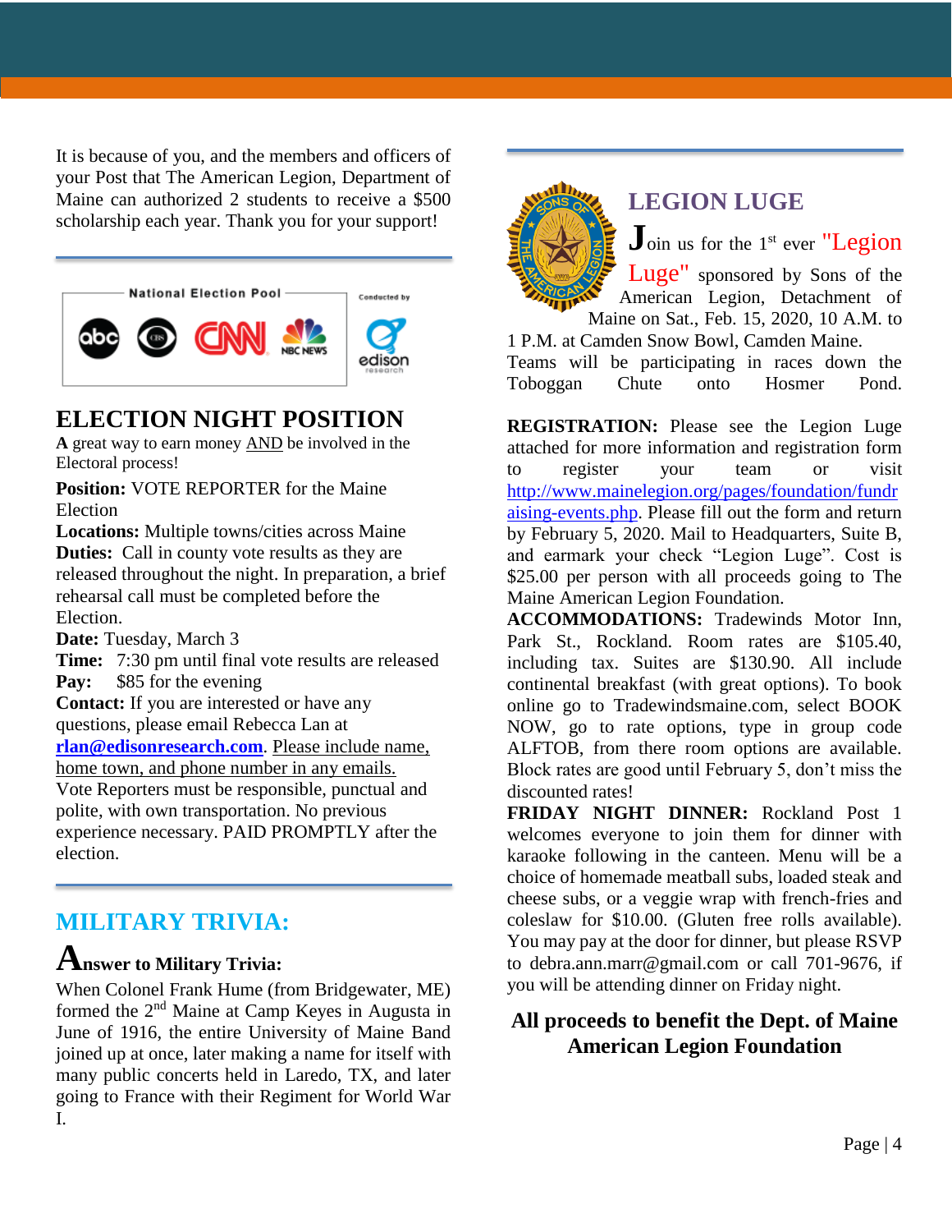It is because of you, and the members and officers of your Post that The American Legion, Department of Maine can authorized 2 students to receive a $500 scholarship each year. Thank you for your support!

National Election Pool

Conducted by edison research

## ELECTION NIGHT POSITION

**A** great way to earn money AND be involved in the Electoral process!

**Position:** VOTE REPORTER for the Maine Election

**Locations:** Multiple towns/cities across Maine

**Duties:** Call in county vote results as they are released throughout the night. In preparation, a brief rehearsal call must be completed before the Election.

**Date:** Tuesday, March 3

**Time:** 7:30 pm until final vote results are released

**Pay:** $85 for the evening

**Contact:** If you are interested or have any questions, please email Rebecca Lan at **rlan@edisonresearch.com**. Please include name, home town, and phone number in any emails.

Vote Reporters must be responsible, punctual and polite, with own transportation. No previous experience necessary. PAID PROMPTLY after the election.

## MILITARY TRIVIA:

### Answer to Military Trivia:

When Colonel Frank Hume (from Bridgewater, ME) formed the 2nd Maine at Camp Keyes in Augusta in June of 1916, the entire University of Maine Band joined up at once, later making a name for itself with many public concerts held in Laredo, TX, and later going to France with their Regiment for World War I.

## LEGION LUGE

Join us for the 1st ever "Legion Luge" sponsored by Sons of the American Legion, Detachment of Maine on Sat., Feb. 15, 2020, 10 A.M. to 1 P.M. at Camden Snow Bowl, Camden Maine. Teams will be participating in races down the Toboggan Chute onto Hosmer Pond.

**REGISTRATION:** Please see the Legion Luge attached for more information and registration form to register your team or visit http://www.mainelegion.org/pages/foundation/fundraising-events.php. Please fill out the form and return by February 5, 2020. Mail to Headquarters, Suite B, and earmark your check "Legion Luge". Cost is $25.00 per person with all proceeds going to The Maine American Legion Foundation.

**ACCOMMODATIONS:** Tradewinds Motor Inn, Park St., Rockland. Room rates are $105.40, including tax. Suites are $130.90. All include continental breakfast (with great options). To book online go to Tradewindsmaine.com, select BOOK NOW, go to rate options, type in group code ALFTOB, from there room options are available. Block rates are good until February 5, don't miss the discounted rates!

**FRIDAY NIGHT DINNER:** Rockland Post 1 welcomes everyone to join them for dinner with karaoke following in the canteen. Menu will be a choice of homemade meatball subs, loaded steak and cheese subs, or a veggie wrap with french-fries and coleslaw for $10.00. (Gluten free rolls available). You may pay at the door for dinner, but please RSVP to debra.ann.marr@gmail.com or call 701-9676, if you will be attending dinner on Friday night.

**All proceeds to benefit the Dept. of Maine American Legion Foundation**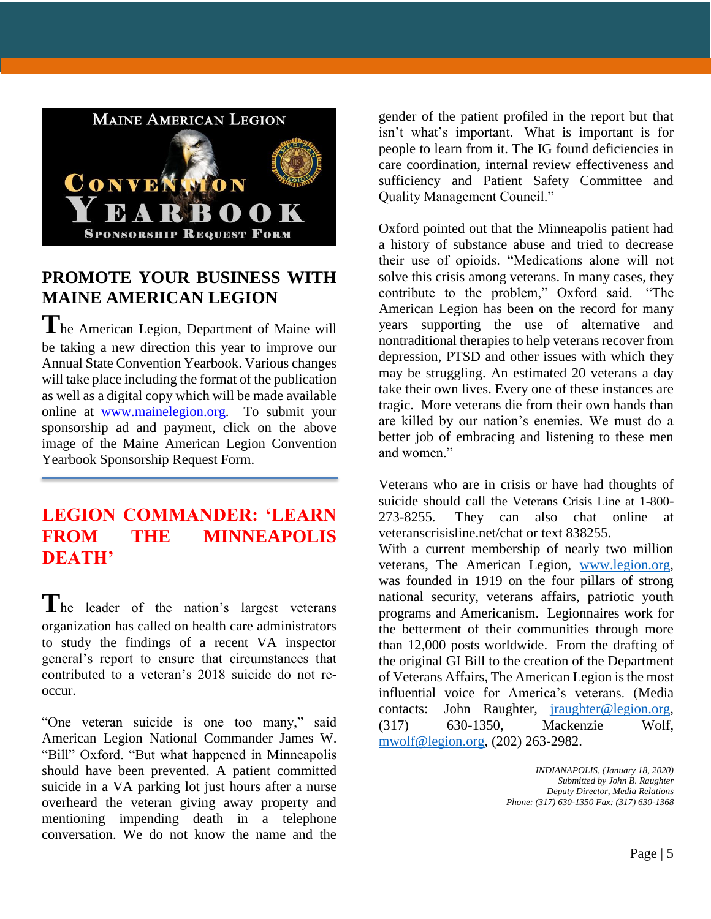## PROMOTE YOUR BUSINESS WITH MAINE AMERICAN LEGION

The American Legion, Department of Maine will be taking a new direction this year to improve our Annual State Convention Yearbook. Various changes will take place including the format of the publication as well as a digital copy which will be made available online at www.mainelegion.org. To submit your sponsorship ad and payment, click on the above image of the Maine American Legion Convention Yearbook Sponsorship Request Form.

---

## LEGION COMMANDER: 'LEARN FROM THE MINNEAPOLIS DEATH'

The leader of the nation's largest veterans organization has called on health care administrators to study the findings of a recent VA inspector general's report to ensure that circumstances that contributed to a veteran's 2018 suicide do not re-occur.

"One veteran suicide is one too many," said American Legion National Commander James W. "Bill" Oxford. "But what happened in Minneapolis should have been prevented. A patient committed suicide in a VA parking lot just hours after a nurse overheard the veteran giving away property and mentioning impending death in a telephone conversation. We do not know the name and the gender of the patient profiled in the report but that isn't what's important. What is important is for people to learn from it. The IG found deficiencies in care coordination, internal review effectiveness and sufficiency and Patient Safety Committee and Quality Management Council."

Oxford pointed out that the Minneapolis patient had a history of substance abuse and tried to decrease their use of opioids. "Medications alone will not solve this crisis among veterans. In many cases, they contribute to the problem," Oxford said. "The American Legion has been on the record for many years supporting the use of alternative and nontraditional therapies to help veterans recover from depression, PTSD and other issues with which they may be struggling. An estimated 20 veterans a day take their own lives. Every one of these instances are tragic. More veterans die from their own hands than are killed by our nation's enemies. We must do a better job of embracing and listening to these men and women."

Veterans who are in crisis or have had thoughts of suicide should call the Veterans Crisis Line at 1-800-273-8255. They can also chat online at veteranscrisisline.net/chat or text 838255.

With a current membership of nearly two million veterans, The American Legion, www.legion.org, was founded in 1919 on the four pillars of strong national security, veterans affairs, patriotic youth programs and Americanism. Legionnaires work for the betterment of their communities through more than 12,000 posts worldwide. From the drafting of the original GI Bill to the creation of the Department of Veterans Affairs, The American Legion is the most influential voice for America's veterans. (Media contacts: John Raughter, jraughter@legion.org, (317) 630-1350, Mackenzie Wolf, mwolf@legion.org, (202) 263-2982.

*INDIANAPOLIS, (January 18, 2020)*
*Submitted by John B. Raughter*
*Deputy Director, Media Relations*
*Phone: (317) 630-1350 Fax: (317) 630-1368*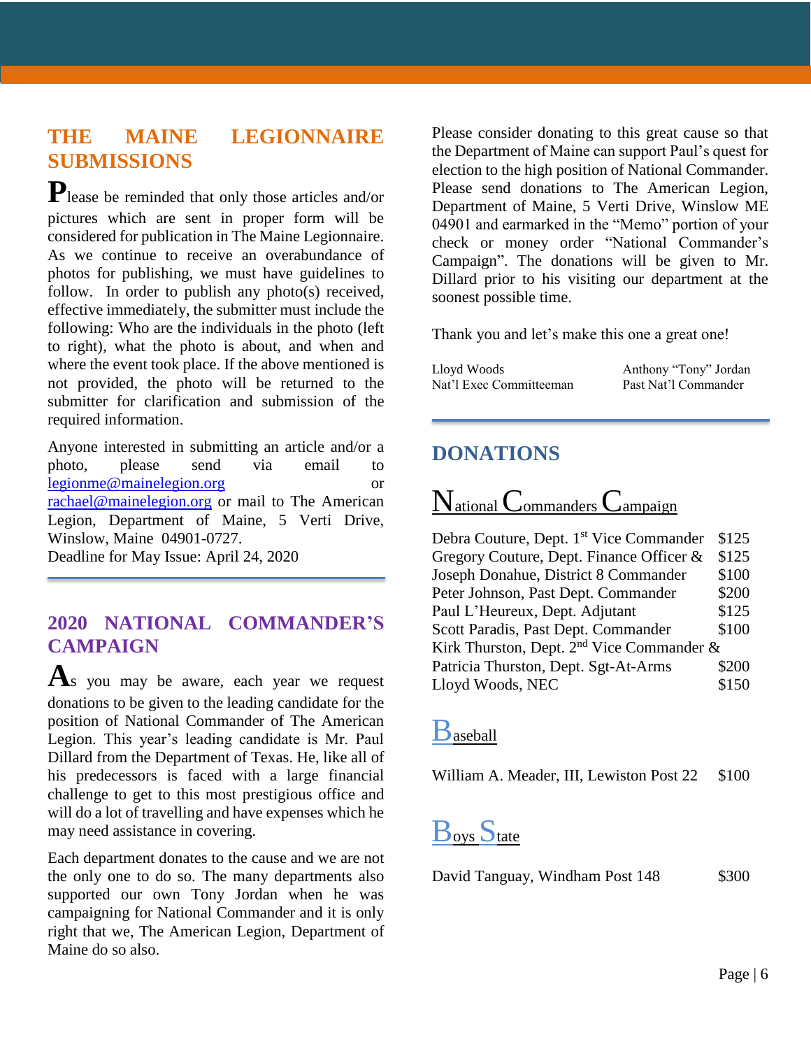## THE MAINE LEGIONNAIRE SUBMISSIONS

Please be reminded that only those articles and/or pictures which are sent in proper form will be considered for publication in The Maine Legionnaire. As we continue to receive an overabundance of photos for publishing, we must have guidelines to follow. In order to publish any photo(s) received, effective immediately, the submitter must include the following: Who are the individuals in the photo (left to right), what the photo is about, and when and where the event took place. If the above mentioned is not provided, the photo will be returned to the submitter for clarification and submission of the required information.

Anyone interested in submitting an article and/or a photo, please send via email to legionme@mainelegion.org or rachael@mainelegion.org or mail to The American Legion, Department of Maine, 5 Verti Drive, Winslow, Maine 04901-0727.
Deadline for May Issue: April 24, 2020

## 2020 NATIONAL COMMANDER'S CAMPAIGN

As you may be aware, each year we request donations to be given to the leading candidate for the position of National Commander of The American Legion. This year's leading candidate is Mr. Paul Dillard from the Department of Texas. He, like all of his predecessors is faced with a large financial challenge to get to this most prestigious office and will do a lot of travelling and have expenses which he may need assistance in covering.

Each department donates to the cause and we are not the only one to do so. The many departments also supported our own Tony Jordan when he was campaigning for National Commander and it is only right that we, The American Legion, Department of Maine do so also.

Please consider donating to this great cause so that the Department of Maine can support Paul's quest for election to the high position of National Commander. Please send donations to The American Legion, Department of Maine, 5 Verti Drive, Winslow ME 04901 and earmarked in the "Memo" portion of your check or money order "National Commander's Campaign". The donations will be given to Mr. Dillard prior to his visiting our department at the soonest possible time.

Thank you and let's make this one a great one!

Lloyd Woods
Nat'l Exec Committeeman

Anthony "Tony" Jordan
Past Nat'l Commander

## DONATIONS

### National Commanders Campaign

| | |
|---|---|
| Debra Couture, Dept. 1st Vice Commander | $125 |
| Gregory Couture, Dept. Finance Officer & | $125 |
| Joseph Donahue, District 8 Commander | $100 |
| Peter Johnson, Past Dept. Commander | $200 |
| Paul L'Heureux, Dept. Adjutant | $125 |
| Scott Paradis, Past Dept. Commander | $100 |
| Kirk Thurston, Dept. 2nd Vice Commander & | |
| Patricia Thurston, Dept. Sgt-At-Arms | $200 |
| Lloyd Woods, NEC | $150 |

### Baseball

| | |
|---|---|
| William A. Meader, III, Lewiston Post 22 | $100 |

### Boys State

| | |
|---|---|
| David Tanguay, Windham Post 148 | $300 |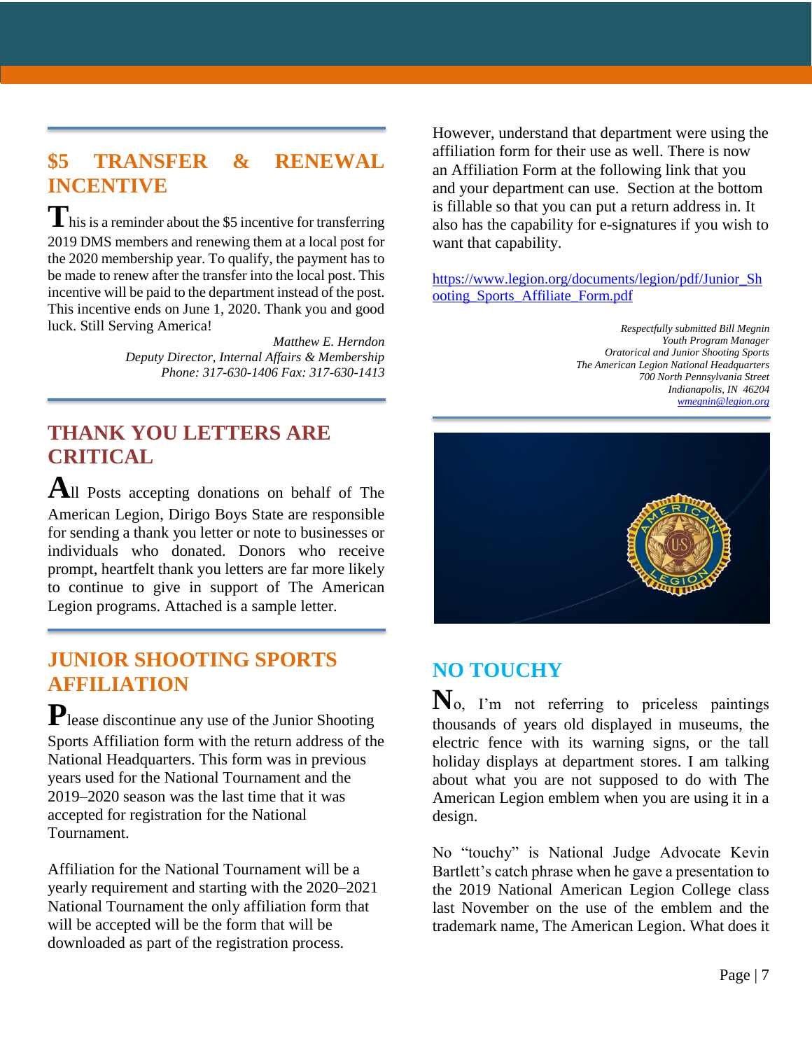## $5 TRANSFER & RENEWAL INCENTIVE

This is a reminder about the $5 incentive for transferring 2019 DMS members and renewing them at a local post for the 2020 membership year. To qualify, the payment has to be made to renew after the transfer into the local post. This incentive will be paid to the department instead of the post. This incentive ends on June 1, 2020. Thank you and good luck. Still Serving America!

*Matthew E. Herndon*
*Deputy Director, Internal Affairs & Membership*
*Phone: 317-630-1406 Fax: 317-630-1413*

## THANK YOU LETTERS ARE CRITICAL

All Posts accepting donations on behalf of The American Legion, Dirigo Boys State are responsible for sending a thank you letter or note to businesses or individuals who donated. Donors who receive prompt, heartfelt thank you letters are far more likely to continue to give in support of The American Legion programs. Attached is a sample letter.

## JUNIOR SHOOTING SPORTS AFFILIATION

Please discontinue any use of the Junior Shooting Sports Affiliation form with the return address of the National Headquarters. This form was in previous years used for the National Tournament and the 2019–2020 season was the last time that it was accepted for registration for the National Tournament.

Affiliation for the National Tournament will be a yearly requirement and starting with the 2020–2021 National Tournament the only affiliation form that will be accepted will be the form that will be downloaded as part of the registration process.

However, understand that department were using the affiliation form for their use as well. There is now an Affiliation Form at the following link that you and your department can use. Section at the bottom is fillable so that you can put a return address in. It also has the capability for e-signatures if you wish to want that capability.

https://www.legion.org/documents/legion/pdf/Junior_Shooting_Sports_Affiliate_Form.pdf

*Respectfully submitted Bill Megnin*
*Youth Program Manager*
*Oratorical and Junior Shooting Sports*
*The American Legion National Headquarters*
*700 North Pennsylvania Street*
*Indianapolis, IN 46204*
*wmegnin@legion.org*

## NO TOUCHY

No, I'm not referring to priceless paintings thousands of years old displayed in museums, the electric fence with its warning signs, or the tall holiday displays at department stores. I am talking about what you are not supposed to do with The American Legion emblem when you are using it in a design.

No "touchy" is National Judge Advocate Kevin Bartlett's catch phrase when he gave a presentation to the 2019 National American Legion College class last November on the use of the emblem and the trademark name, The American Legion. What does it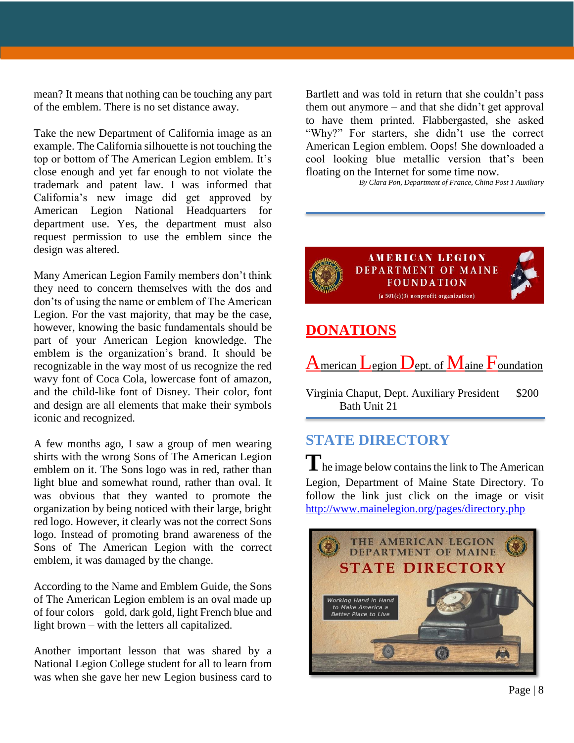mean? It means that nothing can be touching any part of the emblem. There is no set distance away.

Take the new Department of California image as an example. The California silhouette is not touching the top or bottom of The American Legion emblem. It's close enough and yet far enough to not violate the trademark and patent law. I was informed that California's new image did get approved by American Legion National Headquarters for department use. Yes, the department must also request permission to use the emblem since the design was altered.

Many American Legion Family members don't think they need to concern themselves with the dos and don'ts of using the name or emblem of The American Legion. For the vast majority, that may be the case, however, knowing the basic fundamentals should be part of your American Legion knowledge. The emblem is the organization's brand. It should be recognizable in the way most of us recognize the red wavy font of Coca Cola, lowercase font of amazon, and the child-like font of Disney. Their color, font and design are all elements that make their symbols iconic and recognized.

A few months ago, I saw a group of men wearing shirts with the wrong Sons of The American Legion emblem on it. The Sons logo was in red, rather than light blue and somewhat round, rather than oval. It was obvious that they wanted to promote the organization by being noticed with their large, bright red logo. However, it clearly was not the correct Sons logo. Instead of promoting brand awareness of the Sons of The American Legion with the correct emblem, it was damaged by the change.

According to the Name and Emblem Guide, the Sons of The American Legion emblem is an oval made up of four colors – gold, dark gold, light French blue and light brown – with the letters all capitalized.

Another important lesson that was shared by a National Legion College student for all to learn from was when she gave her new Legion business card to Bartlett and was told in return that she couldn't pass them out anymore – and that she didn't get approval to have them printed. Flabbergasted, she asked "Why?" For starters, she didn't use the correct American Legion emblem. Oops! She downloaded a cool looking blue metallic version that's been floating on the Internet for some time now.

*By Clara Pon, Department of France, China Post 1 Auxiliary*

---

AMERICAN LEGION DEPARTMENT OF MAINE FOUNDATION

(a 501(c)(3) nonprofit organization)

## DONATIONS

American Legion Dept. of Maine Foundation

| | |
|---|---|
| Virginia Chaput, Dept. Auxiliary President<br>Bath Unit 21 | $200 |

## STATE DIRECTORY

The image below contains the link to The American Legion, Department of Maine State Directory. To follow the link just click on the image or visit http://www.mainelegion.org/pages/directory.php

THE AMERICAN LEGION DEPARTMENT OF MAINE STATE DIRECTORY

Working Hand in Hand to Make America a Better Place to Live